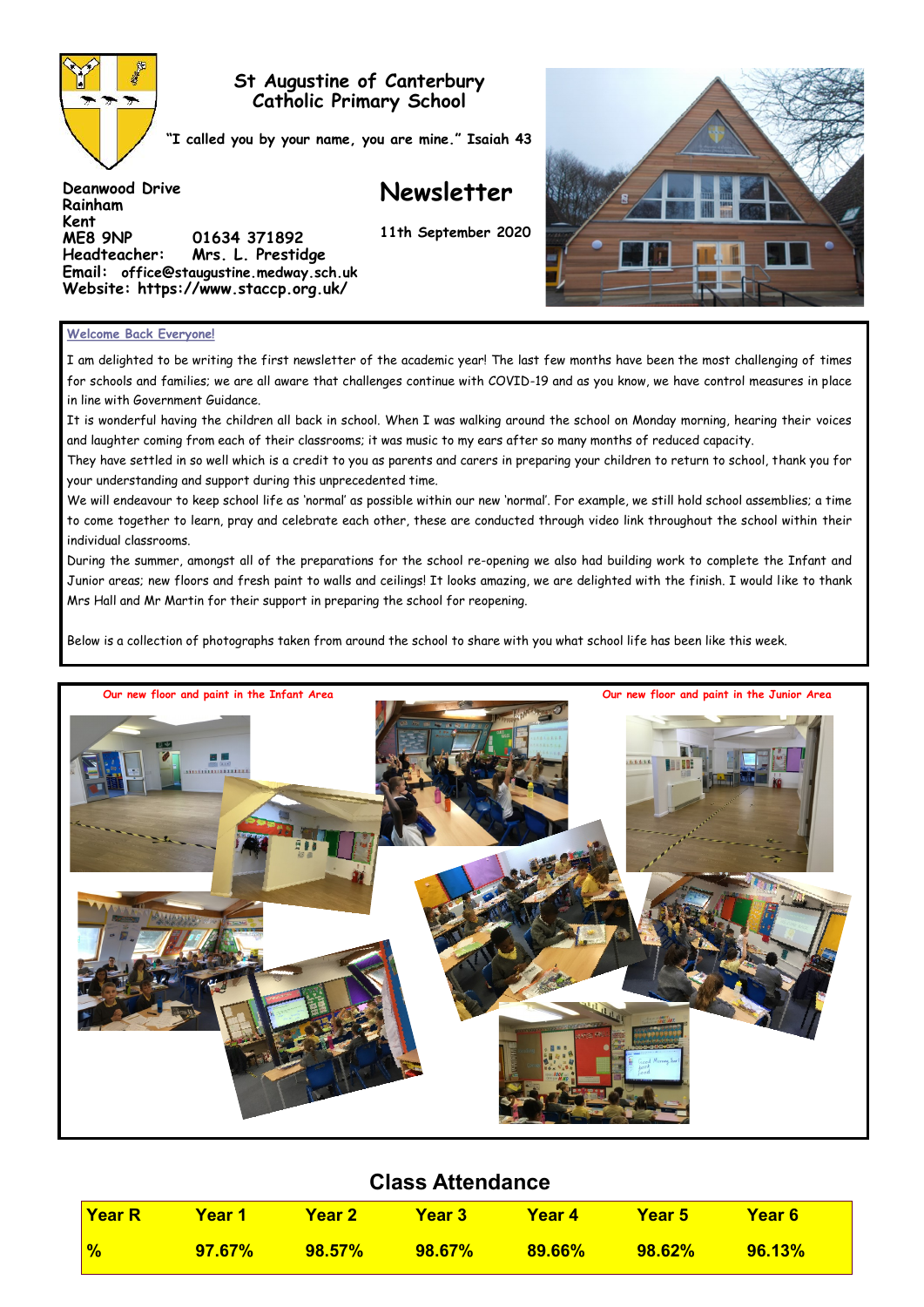# St Augustine of Canterbury Catholic Primary School

**"I called you by your name, you are mine." Isaiah 43**

**Deanwood Drive**
**Rainham**
**Kent**
**ME8 9NP** **01634 371892**
**Headteacher: Mrs. L. Prestidge**
**Email: office@staugustine.medway.sch.uk**
**Website: https://www.staccp.org.uk/**

# Newsletter

**11th September 2020**

## Welcome Back Everyone!

I am delighted to be writing the first newsletter of the academic year! The last few months have been the most challenging of times for schools and families; we are all aware that challenges continue with COVID-19 and as you know, we have control measures in place in line with Government Guidance.

It is wonderful having the children all back in school. When I was walking around the school on Monday morning, hearing their voices and laughter coming from each of their classrooms; it was music to my ears after so many months of reduced capacity.

They have settled in so well which is a credit to you as parents and carers in preparing your children to return to school, thank you for your understanding and support during this unprecedented time.

We will endeavour to keep school life as 'normal' as possible within our new 'normal'. For example, we still hold school assemblies; a time to come together to learn, pray and celebrate each other, these are conducted through video link throughout the school within their individual classrooms.

During the summer, amongst all of the preparations for the school re-opening we also had building work to complete the Infant and Junior areas; new floors and fresh paint to walls and ceilings! It looks amazing, we are delighted with the finish. I would like to thank Mrs Hall and Mr Martin for their support in preparing the school for reopening.

Below is a collection of photographs taken from around the school to share with you what school life has been like this week.

Our new floor and paint in the Infant Area

Our new floor and paint in the Junior Area

## Class Attendance

| Year R | Year 1 | Year 2 | Year 3 | Year 4 | Year 5 | Year 6 |
|---|---|---|---|---|---|---|
| % | 97.67% | 98.57% | 98.67% | 89.66% | 98.62% | 96.13% |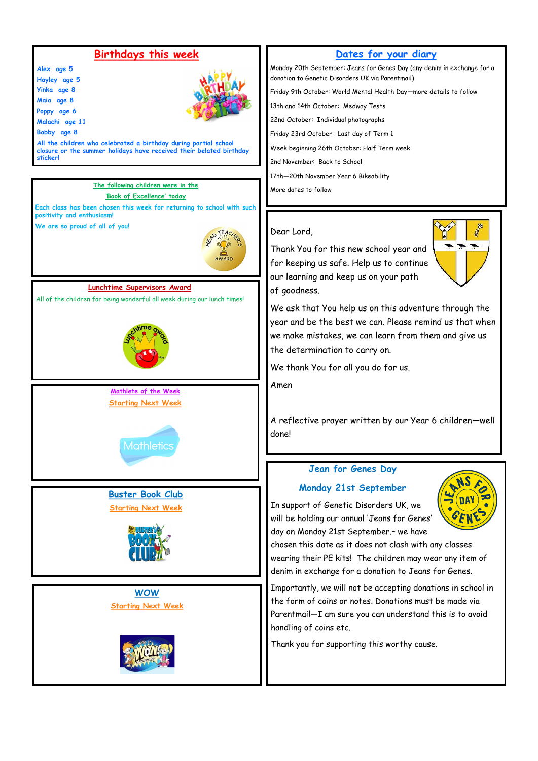## Birthdays this week

Alex age 5
Hayley age 5
Yinka age 8
Maia age 8
Poppy age 6
Malachi age 11
Bobby age 8

All the children who celebrated a birthday during partial school closure or the summer holidays have received their belated birthday sticker!

## The following children were in the 'Book of Excellence' today

Each class has been chosen this week for returning to school with such positivity and enthusiasm!

We are so proud of all of you!

## Lunchtime Supervisors Award

All of the children for being wonderful all week during our lunch times!

## Mathlete of the Week

Starting Next Week

## Buster Book Club

Starting Next Week

## WOW

Starting Next Week

## Dates for your diary

Monday 20th September: Jeans for Genes Day (any denim in exchange for a donation to Genetic Disorders UK via Parentmail)

Friday 9th October: World Mental Health Day—more details to follow

13th and 14th October: Medway Tests

22nd October: Individual photographs

Friday 23rd October: Last day of Term 1

Week beginning 26th October: Half Term week

2nd November: Back to School

17th—20th November Year 6 Bikeability

More dates to follow

Dear Lord,

Thank You for this new school year and for keeping us safe. Help us to continue our learning and keep us on your path of goodness.

We ask that You help us on this adventure through the year and be the best we can. Please remind us that when we make mistakes, we can learn from them and give us the determination to carry on.

We thank You for all you do for us.

Amen

A reflective prayer written by our Year 6 children—well done!

## Jean for Genes Day

### Monday 21st September

In support of Genetic Disorders UK, we will be holding our annual 'Jeans for Genes' day on Monday 21st September.– we have chosen this date as it does not clash with any classes wearing their PE kits! The children may wear any item of denim in exchange for a donation to Jeans for Genes.

Importantly, we will not be accepting donations in school in the form of coins or notes. Donations must be made via Parentmail—I am sure you can understand this is to avoid handling of coins etc.

Thank you for supporting this worthy cause.